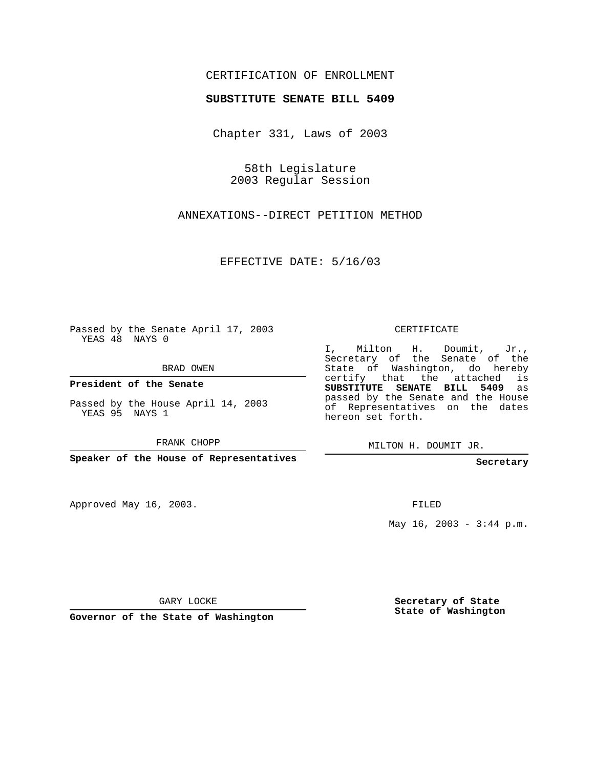CERTIFICATION OF ENROLLMENT

**SUBSTITUTE SENATE BILL 5409**

Chapter 331, Laws of 2003

58th Legislature
2003 Regular Session

ANNEXATIONS--DIRECT PETITION METHOD

EFFECTIVE DATE: 5/16/03

Passed by the Senate April 17, 2003
YEAS 48 NAYS 0

BRAD OWEN

**President of the Senate**

Passed by the House April 14, 2003
YEAS 95 NAYS 1

FRANK CHOPP

**Speaker of the House of Representatives**

Approved May 16, 2003.

GARY LOCKE

**Governor of the State of Washington**

CERTIFICATE

I, Milton H. Doumit, Jr., Secretary of the Senate of the State of Washington, do hereby certify that the attached is **SUBSTITUTE SENATE BILL 5409** as passed by the Senate and the House of Representatives on the dates hereon set forth.

MILTON H. DOUMIT JR.

**Secretary**

FILED

May 16, 2003 - 3:44 p.m.

**Secretary of State**
**State of Washington**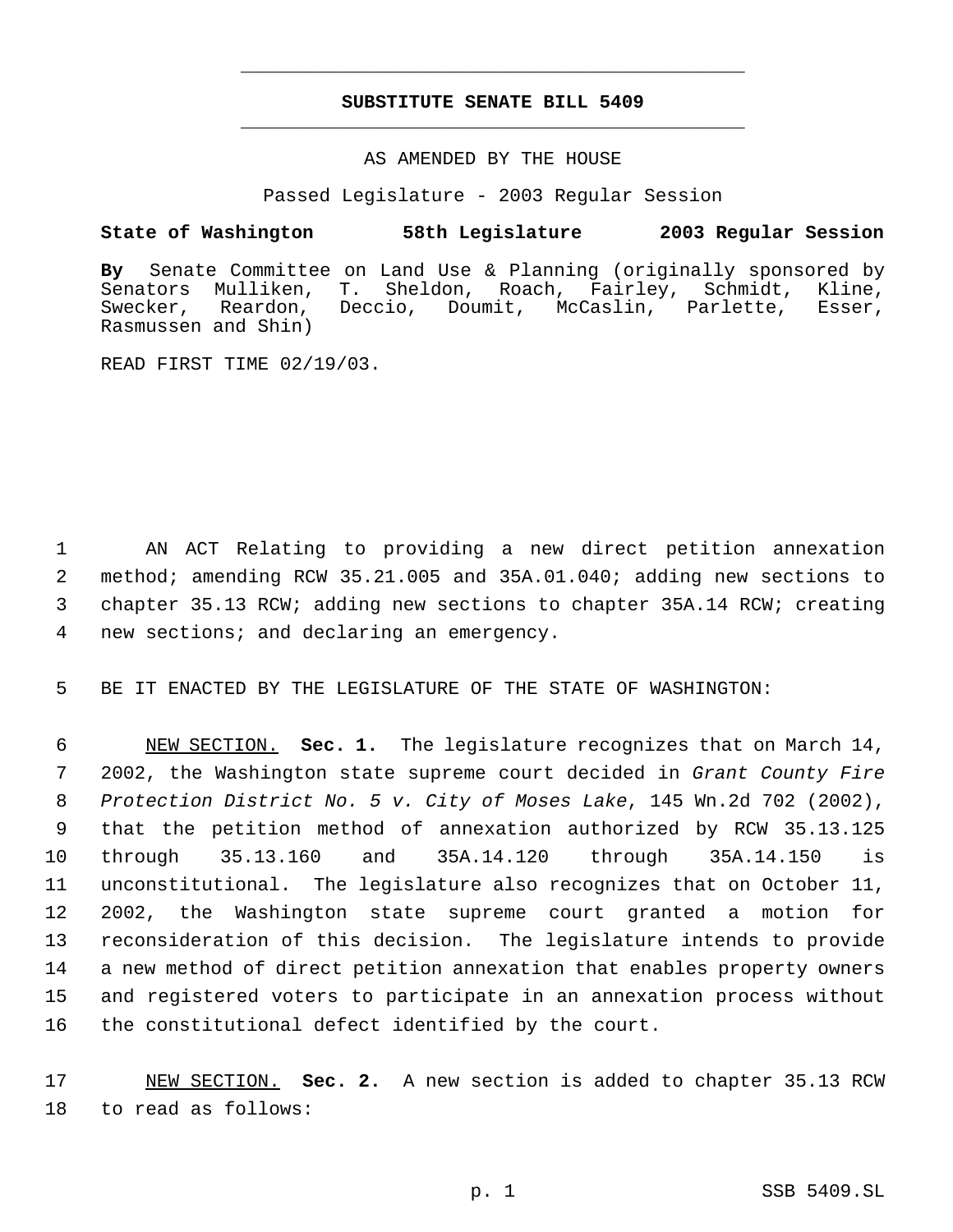# SUBSTITUTE SENATE BILL 5409

AS AMENDED BY THE HOUSE

Passed Legislature - 2003 Regular Session

**State of Washington 58th Legislature 2003 Regular Session**

**By** Senate Committee on Land Use & Planning (originally sponsored by Senators Mulliken, T. Sheldon, Roach, Fairley, Schmidt, Kline, Swecker, Reardon, Deccio, Doumit, McCaslin, Parlette, Esser, Rasmussen and Shin)

READ FIRST TIME 02/19/03.

1 AN ACT Relating to providing a new direct petition annexation
2 method; amending RCW 35.21.005 and 35A.01.040; adding new sections to
3 chapter 35.13 RCW; adding new sections to chapter 35A.14 RCW; creating
4 new sections; and declaring an emergency.

5 BE IT ENACTED BY THE LEGISLATURE OF THE STATE OF WASHINGTON:

6 NEW SECTION. **Sec. 1.** The legislature recognizes that on March 14,
7 2002, the Washington state supreme court decided in *Grant County Fire*
8 *Protection District No. 5 v. City of Moses Lake*, 145 Wn.2d 702 (2002),
9 that the petition method of annexation authorized by RCW 35.13.125
10 through 35.13.160 and 35A.14.120 through 35A.14.150 is
11 unconstitutional. The legislature also recognizes that on October 11,
12 2002, the Washington state supreme court granted a motion for
13 reconsideration of this decision. The legislature intends to provide
14 a new method of direct petition annexation that enables property owners
15 and registered voters to participate in an annexation process without
16 the constitutional defect identified by the court.

17 NEW SECTION. **Sec. 2.** A new section is added to chapter 35.13 RCW
18 to read as follows: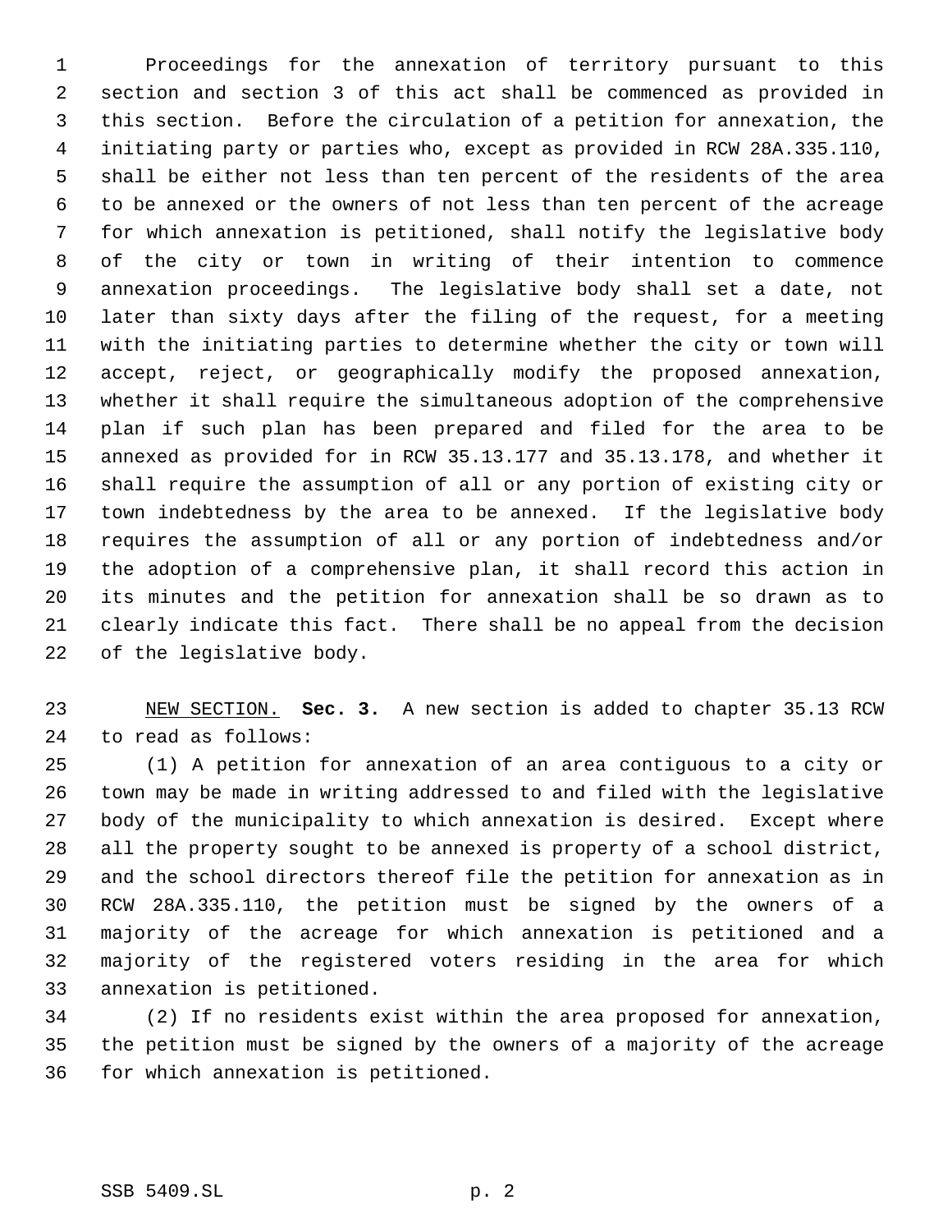Proceedings for the annexation of territory pursuant to this section and section 3 of this act shall be commenced as provided in this section. Before the circulation of a petition for annexation, the initiating party or parties who, except as provided in RCW 28A.335.110, shall be either not less than ten percent of the residents of the area to be annexed or the owners of not less than ten percent of the acreage for which annexation is petitioned, shall notify the legislative body of the city or town in writing of their intention to commence annexation proceedings. The legislative body shall set a date, not later than sixty days after the filing of the request, for a meeting with the initiating parties to determine whether the city or town will accept, reject, or geographically modify the proposed annexation, whether it shall require the simultaneous adoption of the comprehensive plan if such plan has been prepared and filed for the area to be annexed as provided for in RCW 35.13.177 and 35.13.178, and whether it shall require the assumption of all or any portion of existing city or town indebtedness by the area to be annexed. If the legislative body requires the assumption of all or any portion of indebtedness and/or the adoption of a comprehensive plan, it shall record this action in its minutes and the petition for annexation shall be so drawn as to clearly indicate this fact. There shall be no appeal from the decision of the legislative body.

NEW SECTION. **Sec. 3.** A new section is added to chapter 35.13 RCW to read as follows:

(1) A petition for annexation of an area contiguous to a city or town may be made in writing addressed to and filed with the legislative body of the municipality to which annexation is desired. Except where all the property sought to be annexed is property of a school district, and the school directors thereof file the petition for annexation as in RCW 28A.335.110, the petition must be signed by the owners of a majority of the acreage for which annexation is petitioned and a majority of the registered voters residing in the area for which annexation is petitioned.

(2) If no residents exist within the area proposed for annexation, the petition must be signed by the owners of a majority of the acreage for which annexation is petitioned.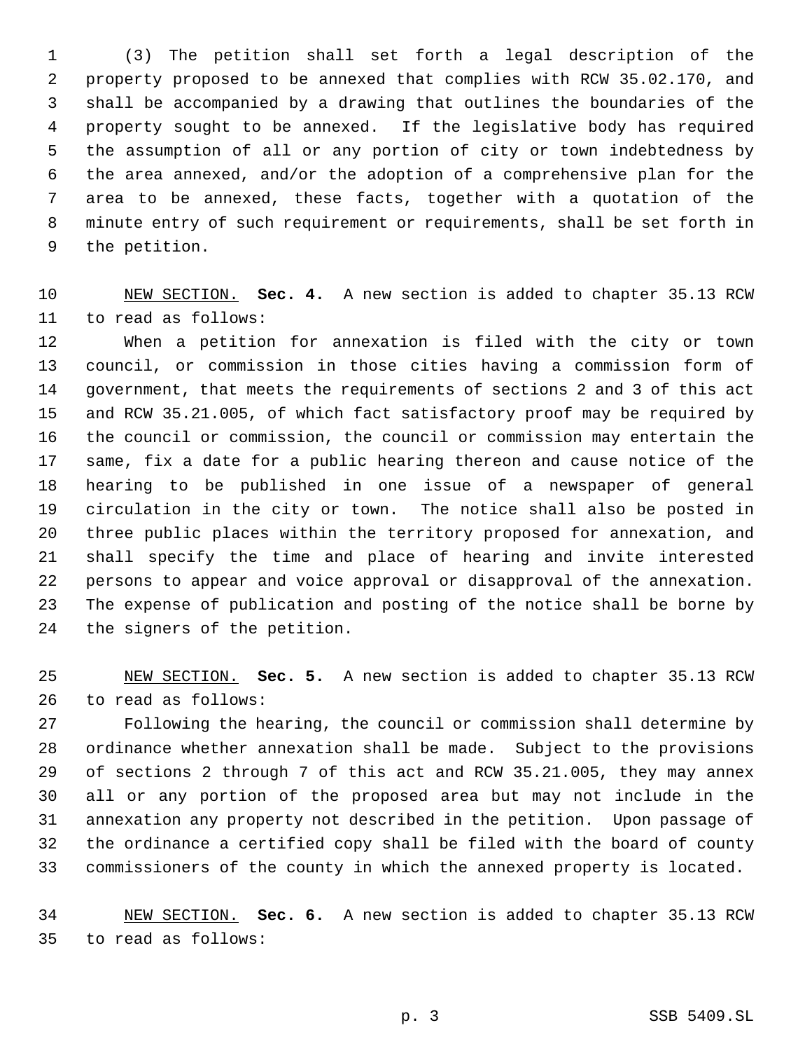(3) The petition shall set forth a legal description of the property proposed to be annexed that complies with RCW 35.02.170, and shall be accompanied by a drawing that outlines the boundaries of the property sought to be annexed. If the legislative body has required the assumption of all or any portion of city or town indebtedness by the area annexed, and/or the adoption of a comprehensive plan for the area to be annexed, these facts, together with a quotation of the minute entry of such requirement or requirements, shall be set forth in the petition.

NEW SECTION. **Sec. 4.** A new section is added to chapter 35.13 RCW to read as follows:

When a petition for annexation is filed with the city or town council, or commission in those cities having a commission form of government, that meets the requirements of sections 2 and 3 of this act and RCW 35.21.005, of which fact satisfactory proof may be required by the council or commission, the council or commission may entertain the same, fix a date for a public hearing thereon and cause notice of the hearing to be published in one issue of a newspaper of general circulation in the city or town. The notice shall also be posted in three public places within the territory proposed for annexation, and shall specify the time and place of hearing and invite interested persons to appear and voice approval or disapproval of the annexation. The expense of publication and posting of the notice shall be borne by the signers of the petition.

NEW SECTION. **Sec. 5.** A new section is added to chapter 35.13 RCW to read as follows:

Following the hearing, the council or commission shall determine by ordinance whether annexation shall be made. Subject to the provisions of sections 2 through 7 of this act and RCW 35.21.005, they may annex all or any portion of the proposed area but may not include in the annexation any property not described in the petition. Upon passage of the ordinance a certified copy shall be filed with the board of county commissioners of the county in which the annexed property is located.

NEW SECTION. **Sec. 6.** A new section is added to chapter 35.13 RCW to read as follows: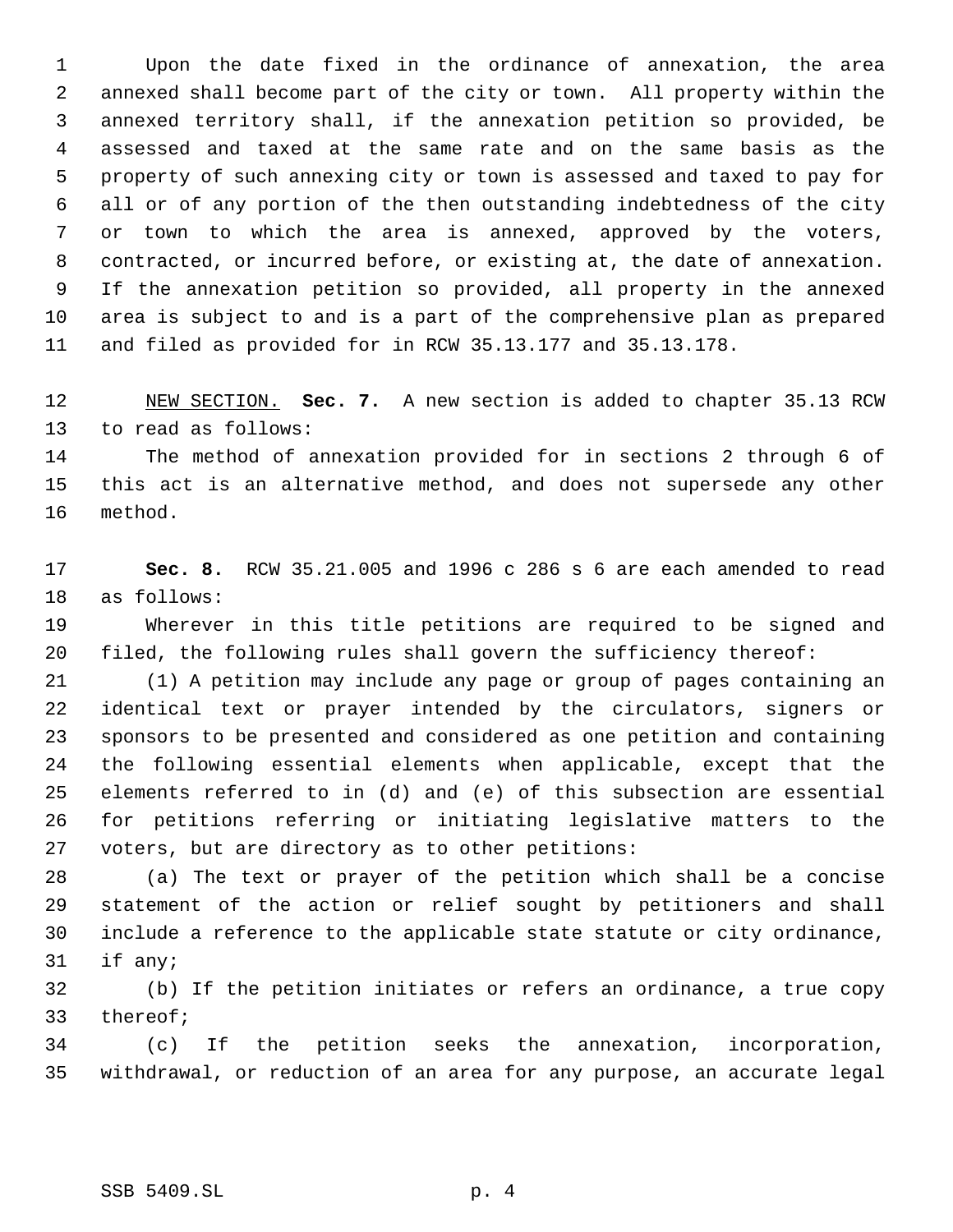Upon the date fixed in the ordinance of annexation, the area annexed shall become part of the city or town. All property within the annexed territory shall, if the annexation petition so provided, be assessed and taxed at the same rate and on the same basis as the property of such annexing city or town is assessed and taxed to pay for all or of any portion of the then outstanding indebtedness of the city or town to which the area is annexed, approved by the voters, contracted, or incurred before, or existing at, the date of annexation. If the annexation petition so provided, all property in the annexed area is subject to and is a part of the comprehensive plan as prepared and filed as provided for in RCW 35.13.177 and 35.13.178.

NEW SECTION. **Sec. 7.** A new section is added to chapter 35.13 RCW to read as follows:

The method of annexation provided for in sections 2 through 6 of this act is an alternative method, and does not supersede any other method.

**Sec. 8.** RCW 35.21.005 and 1996 c 286 s 6 are each amended to read as follows:

Wherever in this title petitions are required to be signed and filed, the following rules shall govern the sufficiency thereof:

(1) A petition may include any page or group of pages containing an identical text or prayer intended by the circulators, signers or sponsors to be presented and considered as one petition and containing the following essential elements when applicable, except that the elements referred to in (d) and (e) of this subsection are essential for petitions referring or initiating legislative matters to the voters, but are directory as to other petitions:

(a) The text or prayer of the petition which shall be a concise statement of the action or relief sought by petitioners and shall include a reference to the applicable state statute or city ordinance, if any;

(b) If the petition initiates or refers an ordinance, a true copy thereof;

(c) If the petition seeks the annexation, incorporation, withdrawal, or reduction of an area for any purpose, an accurate legal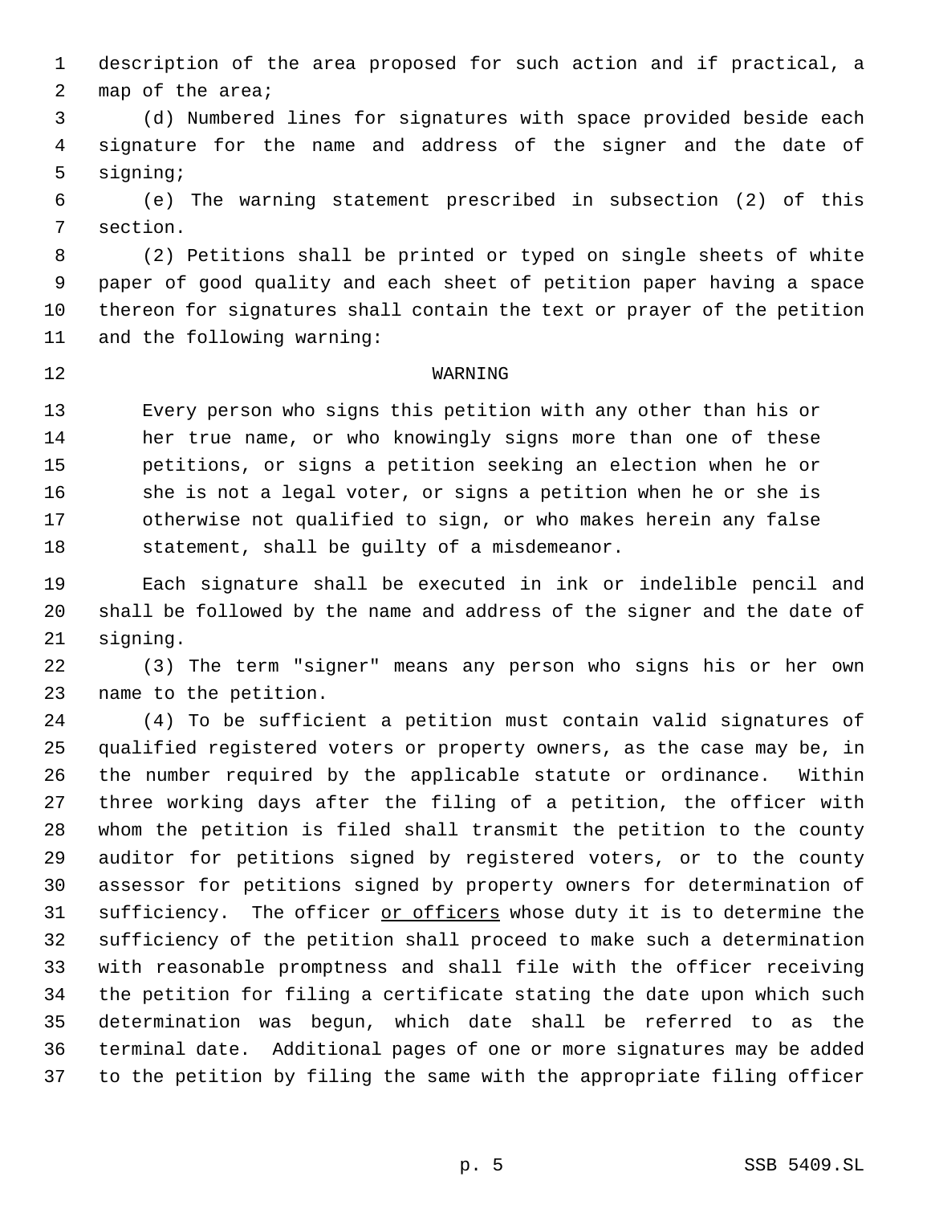description of the area proposed for such action and if practical, a map of the area;

(d) Numbered lines for signatures with space provided beside each signature for the name and address of the signer and the date of signing;

(e) The warning statement prescribed in subsection (2) of this section.

(2) Petitions shall be printed or typed on single sheets of white paper of good quality and each sheet of petition paper having a space thereon for signatures shall contain the text or prayer of the petition and the following warning:

WARNING

> Every person who signs this petition with any other than his or her true name, or who knowingly signs more than one of these petitions, or signs a petition seeking an election when he or she is not a legal voter, or signs a petition when he or she is otherwise not qualified to sign, or who makes herein any false statement, shall be guilty of a misdemeanor.

Each signature shall be executed in ink or indelible pencil and shall be followed by the name and address of the signer and the date of signing.

(3) The term "signer" means any person who signs his or her own name to the petition.

(4) To be sufficient a petition must contain valid signatures of qualified registered voters or property owners, as the case may be, in the number required by the applicable statute or ordinance. Within three working days after the filing of a petition, the officer with whom the petition is filed shall transmit the petition to the county auditor for petitions signed by registered voters, or to the county assessor for petitions signed by property owners for determination of sufficiency. The officer <u>or officers</u> whose duty it is to determine the sufficiency of the petition shall proceed to make such a determination with reasonable promptness and shall file with the officer receiving the petition for filing a certificate stating the date upon which such determination was begun, which date shall be referred to as the terminal date. Additional pages of one or more signatures may be added to the petition by filing the same with the appropriate filing officer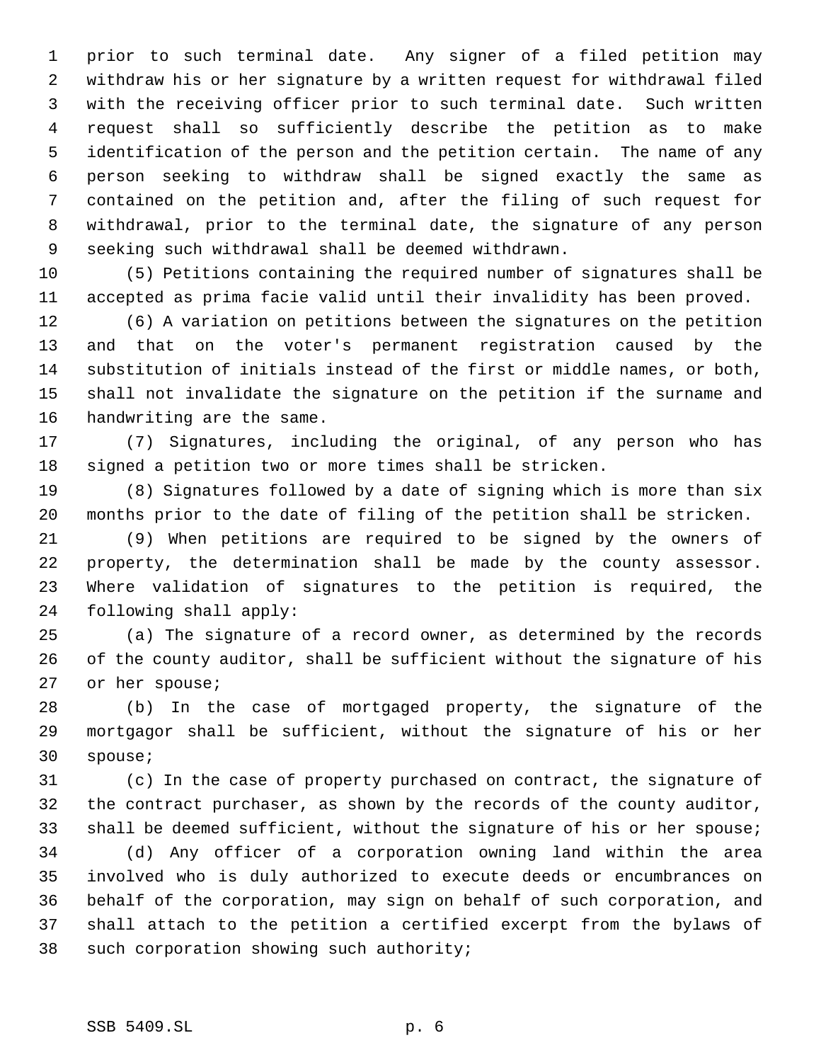prior to such terminal date. Any signer of a filed petition may withdraw his or her signature by a written request for withdrawal filed with the receiving officer prior to such terminal date. Such written request shall so sufficiently describe the petition as to make identification of the person and the petition certain. The name of any person seeking to withdraw shall be signed exactly the same as contained on the petition and, after the filing of such request for withdrawal, prior to the terminal date, the signature of any person seeking such withdrawal shall be deemed withdrawn.

(5) Petitions containing the required number of signatures shall be accepted as prima facie valid until their invalidity has been proved.

(6) A variation on petitions between the signatures on the petition and that on the voter's permanent registration caused by the substitution of initials instead of the first or middle names, or both, shall not invalidate the signature on the petition if the surname and handwriting are the same.

(7) Signatures, including the original, of any person who has signed a petition two or more times shall be stricken.

(8) Signatures followed by a date of signing which is more than six months prior to the date of filing of the petition shall be stricken.

(9) When petitions are required to be signed by the owners of property, the determination shall be made by the county assessor. Where validation of signatures to the petition is required, the following shall apply:

(a) The signature of a record owner, as determined by the records of the county auditor, shall be sufficient without the signature of his or her spouse;

(b) In the case of mortgaged property, the signature of the mortgagor shall be sufficient, without the signature of his or her spouse;

(c) In the case of property purchased on contract, the signature of the contract purchaser, as shown by the records of the county auditor, shall be deemed sufficient, without the signature of his or her spouse;

(d) Any officer of a corporation owning land within the area involved who is duly authorized to execute deeds or encumbrances on behalf of the corporation, may sign on behalf of such corporation, and shall attach to the petition a certified excerpt from the bylaws of such corporation showing such authority;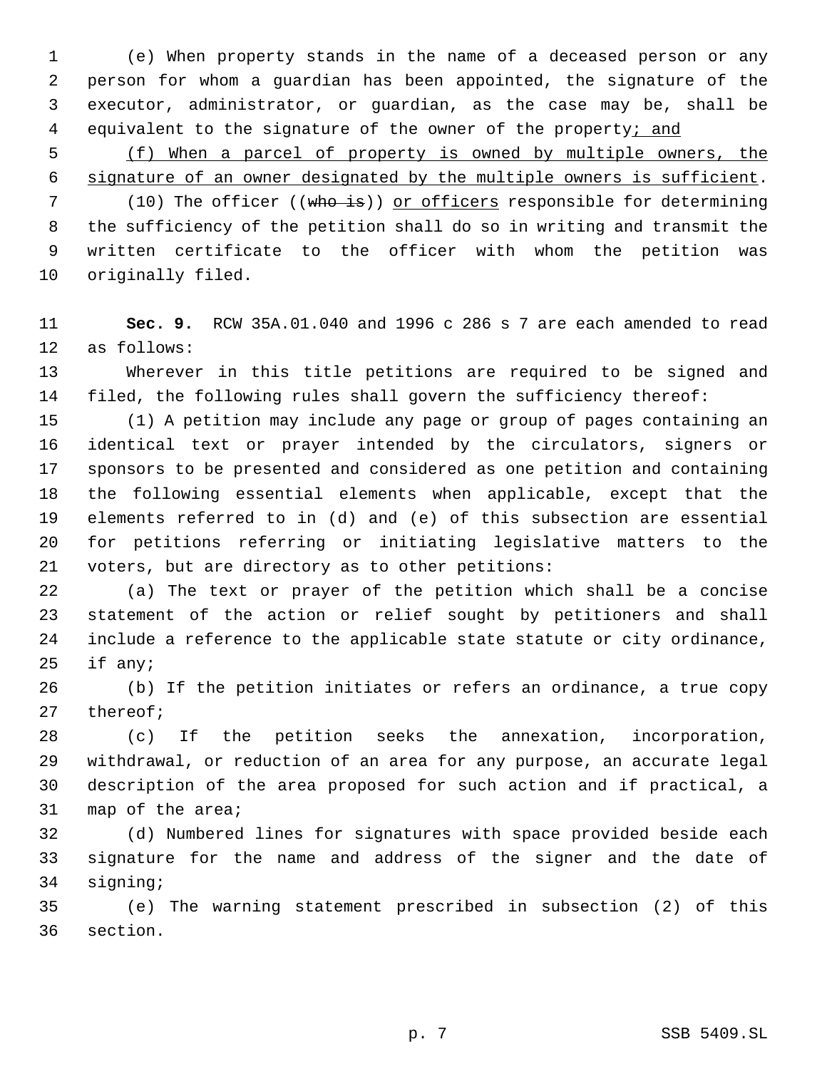(e) When property stands in the name of a deceased person or any person for whom a guardian has been appointed, the signature of the executor, administrator, or guardian, as the case may be, shall be equivalent to the signature of the owner of the property<u>; and</u>

<u>(f) When a parcel of property is owned by multiple owners, the signature of an owner designated by the multiple owners is sufficient</u>.

(10) The officer ((~~who is~~)) <u>or officers</u> responsible for determining the sufficiency of the petition shall do so in writing and transmit the written certificate to the officer with whom the petition was originally filed.

**Sec. 9.** RCW 35A.01.040 and 1996 c 286 s 7 are each amended to read as follows:

Wherever in this title petitions are required to be signed and filed, the following rules shall govern the sufficiency thereof:

(1) A petition may include any page or group of pages containing an identical text or prayer intended by the circulators, signers or sponsors to be presented and considered as one petition and containing the following essential elements when applicable, except that the elements referred to in (d) and (e) of this subsection are essential for petitions referring or initiating legislative matters to the voters, but are directory as to other petitions:

(a) The text or prayer of the petition which shall be a concise statement of the action or relief sought by petitioners and shall include a reference to the applicable state statute or city ordinance, if any;

(b) If the petition initiates or refers an ordinance, a true copy thereof;

(c) If the petition seeks the annexation, incorporation, withdrawal, or reduction of an area for any purpose, an accurate legal description of the area proposed for such action and if practical, a map of the area;

(d) Numbered lines for signatures with space provided beside each signature for the name and address of the signer and the date of signing;

(e) The warning statement prescribed in subsection (2) of this section.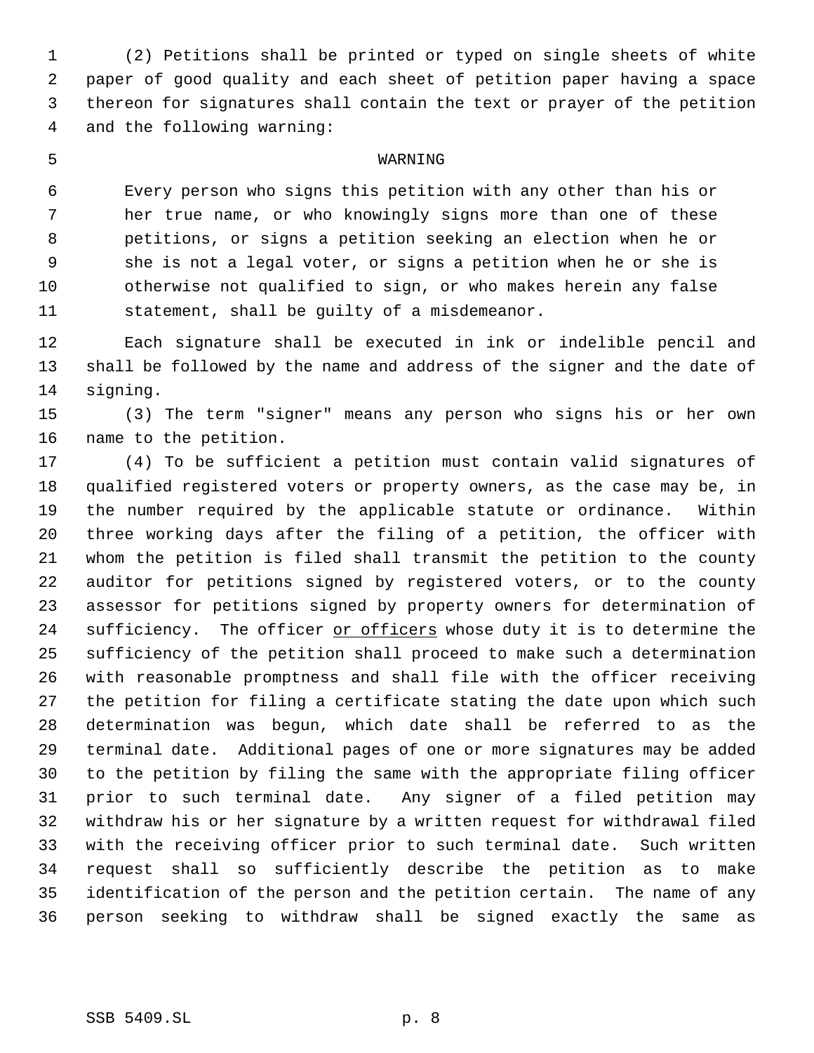(2) Petitions shall be printed or typed on single sheets of white paper of good quality and each sheet of petition paper having a space thereon for signatures shall contain the text or prayer of the petition and the following warning:

WARNING

Every person who signs this petition with any other than his or her true name, or who knowingly signs more than one of these petitions, or signs a petition seeking an election when he or she is not a legal voter, or signs a petition when he or she is otherwise not qualified to sign, or who makes herein any false statement, shall be guilty of a misdemeanor.

Each signature shall be executed in ink or indelible pencil and shall be followed by the name and address of the signer and the date of signing.

(3) The term "signer" means any person who signs his or her own name to the petition.

(4) To be sufficient a petition must contain valid signatures of qualified registered voters or property owners, as the case may be, in the number required by the applicable statute or ordinance. Within three working days after the filing of a petition, the officer with whom the petition is filed shall transmit the petition to the county auditor for petitions signed by registered voters, or to the county assessor for petitions signed by property owners for determination of sufficiency. The officer <u>or officers</u> whose duty it is to determine the sufficiency of the petition shall proceed to make such a determination with reasonable promptness and shall file with the officer receiving the petition for filing a certificate stating the date upon which such determination was begun, which date shall be referred to as the terminal date. Additional pages of one or more signatures may be added to the petition by filing the same with the appropriate filing officer prior to such terminal date. Any signer of a filed petition may withdraw his or her signature by a written request for withdrawal filed with the receiving officer prior to such terminal date. Such written request shall so sufficiently describe the petition as to make identification of the person and the petition certain. The name of any person seeking to withdraw shall be signed exactly the same as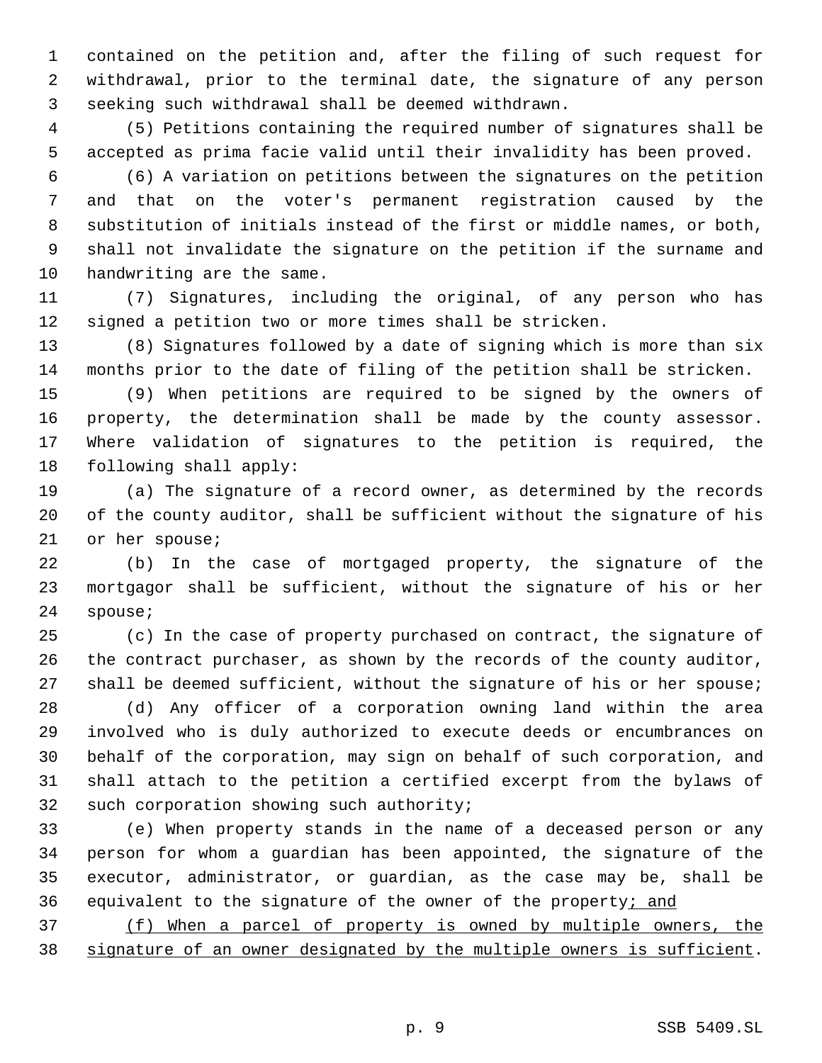contained on the petition and, after the filing of such request for withdrawal, prior to the terminal date, the signature of any person seeking such withdrawal shall be deemed withdrawn.

(5) Petitions containing the required number of signatures shall be accepted as prima facie valid until their invalidity has been proved.

(6) A variation on petitions between the signatures on the petition and that on the voter's permanent registration caused by the substitution of initials instead of the first or middle names, or both, shall not invalidate the signature on the petition if the surname and handwriting are the same.

(7) Signatures, including the original, of any person who has signed a petition two or more times shall be stricken.

(8) Signatures followed by a date of signing which is more than six months prior to the date of filing of the petition shall be stricken.

(9) When petitions are required to be signed by the owners of property, the determination shall be made by the county assessor. Where validation of signatures to the petition is required, the following shall apply:

(a) The signature of a record owner, as determined by the records of the county auditor, shall be sufficient without the signature of his or her spouse;

(b) In the case of mortgaged property, the signature of the mortgagor shall be sufficient, without the signature of his or her spouse;

(c) In the case of property purchased on contract, the signature of the contract purchaser, as shown by the records of the county auditor, shall be deemed sufficient, without the signature of his or her spouse;

(d) Any officer of a corporation owning land within the area involved who is duly authorized to execute deeds or encumbrances on behalf of the corporation, may sign on behalf of such corporation, and shall attach to the petition a certified excerpt from the bylaws of such corporation showing such authority;

(e) When property stands in the name of a deceased person or any person for whom a guardian has been appointed, the signature of the executor, administrator, or guardian, as the case may be, shall be equivalent to the signature of the owner of the property; and

(f) When a parcel of property is owned by multiple owners, the signature of an owner designated by the multiple owners is sufficient.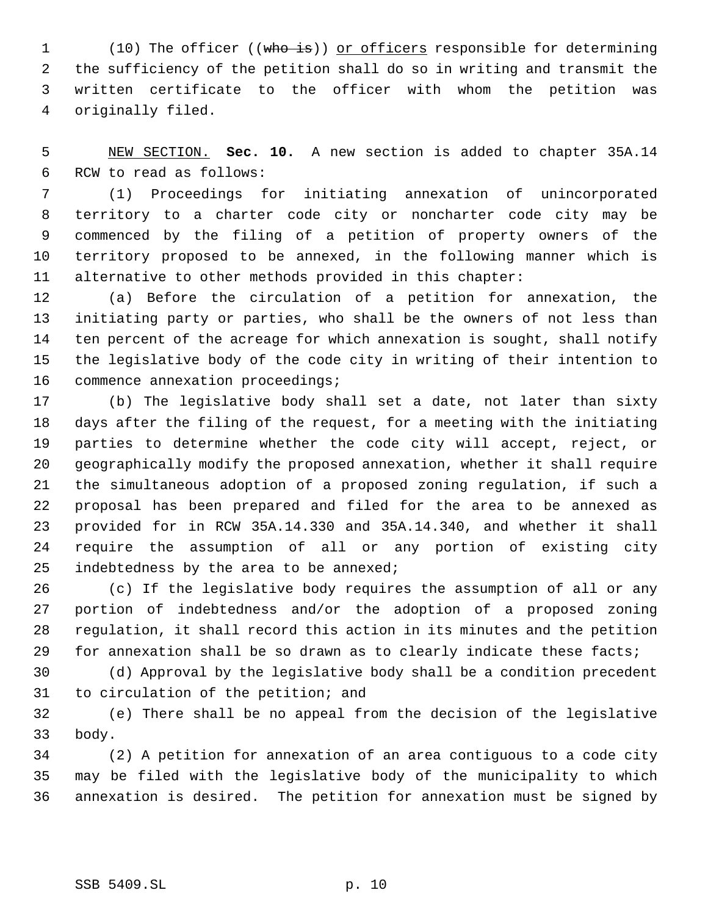(10) The officer ((~~who is~~)) <u>or officers</u> responsible for determining the sufficiency of the petition shall do so in writing and transmit the written certificate to the officer with whom the petition was originally filed.

<u>NEW SECTION.</u> **Sec. 10.** A new section is added to chapter 35A.14 RCW to read as follows:

(1) Proceedings for initiating annexation of unincorporated territory to a charter code city or noncharter code city may be commenced by the filing of a petition of property owners of the territory proposed to be annexed, in the following manner which is alternative to other methods provided in this chapter:

(a) Before the circulation of a petition for annexation, the initiating party or parties, who shall be the owners of not less than ten percent of the acreage for which annexation is sought, shall notify the legislative body of the code city in writing of their intention to commence annexation proceedings;

(b) The legislative body shall set a date, not later than sixty days after the filing of the request, for a meeting with the initiating parties to determine whether the code city will accept, reject, or geographically modify the proposed annexation, whether it shall require the simultaneous adoption of a proposed zoning regulation, if such a proposal has been prepared and filed for the area to be annexed as provided for in RCW 35A.14.330 and 35A.14.340, and whether it shall require the assumption of all or any portion of existing city indebtedness by the area to be annexed;

(c) If the legislative body requires the assumption of all or any portion of indebtedness and/or the adoption of a proposed zoning regulation, it shall record this action in its minutes and the petition for annexation shall be so drawn as to clearly indicate these facts;

(d) Approval by the legislative body shall be a condition precedent to circulation of the petition; and

(e) There shall be no appeal from the decision of the legislative body.

(2) A petition for annexation of an area contiguous to a code city may be filed with the legislative body of the municipality to which annexation is desired. The petition for annexation must be signed by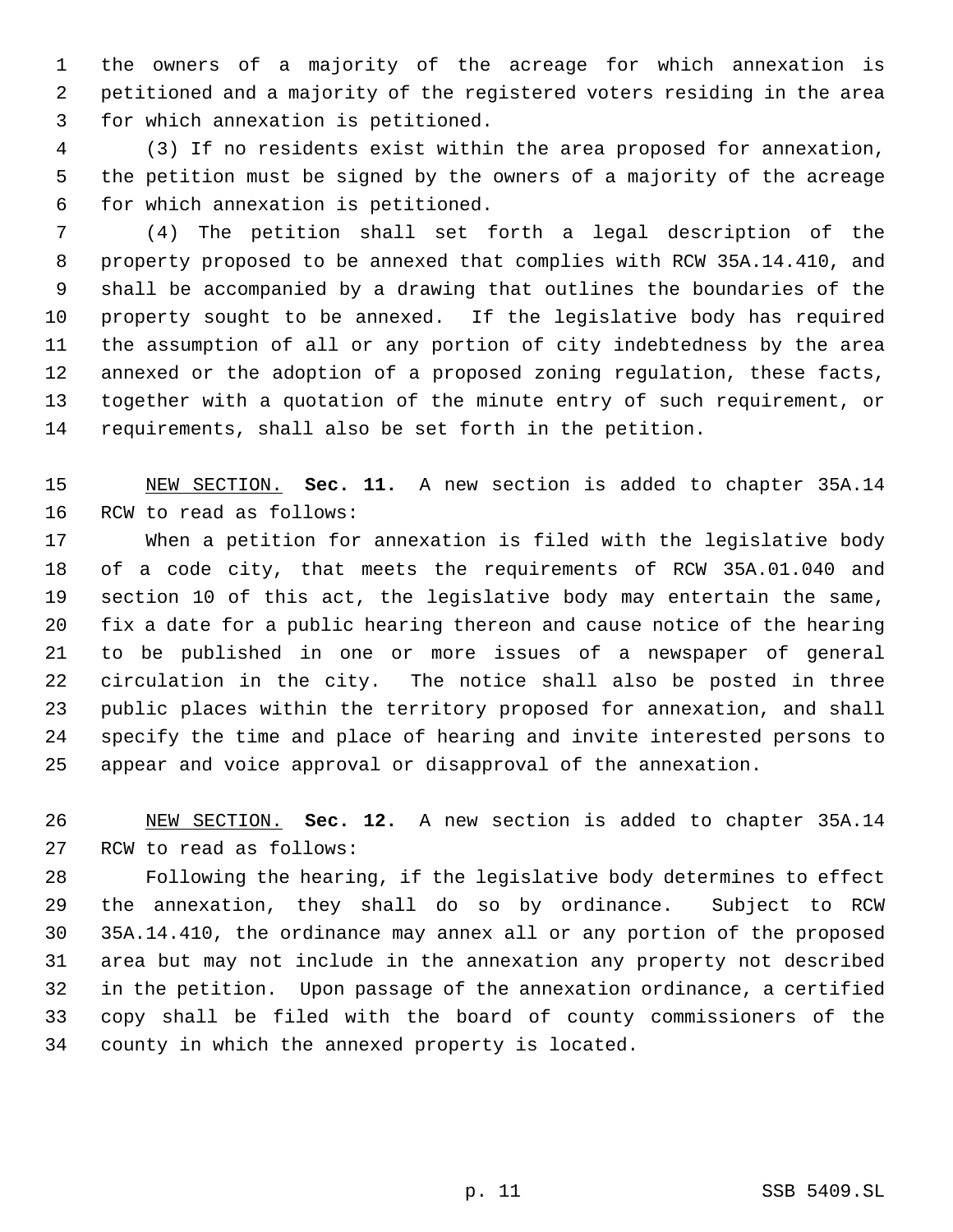the owners of a majority of the acreage for which annexation is petitioned and a majority of the registered voters residing in the area for which annexation is petitioned.

(3) If no residents exist within the area proposed for annexation, the petition must be signed by the owners of a majority of the acreage for which annexation is petitioned.

(4) The petition shall set forth a legal description of the property proposed to be annexed that complies with RCW 35A.14.410, and shall be accompanied by a drawing that outlines the boundaries of the property sought to be annexed. If the legislative body has required the assumption of all or any portion of city indebtedness by the area annexed or the adoption of a proposed zoning regulation, these facts, together with a quotation of the minute entry of such requirement, or requirements, shall also be set forth in the petition.

NEW SECTION. **Sec. 11.** A new section is added to chapter 35A.14 RCW to read as follows:

When a petition for annexation is filed with the legislative body of a code city, that meets the requirements of RCW 35A.01.040 and section 10 of this act, the legislative body may entertain the same, fix a date for a public hearing thereon and cause notice of the hearing to be published in one or more issues of a newspaper of general circulation in the city. The notice shall also be posted in three public places within the territory proposed for annexation, and shall specify the time and place of hearing and invite interested persons to appear and voice approval or disapproval of the annexation.

NEW SECTION. **Sec. 12.** A new section is added to chapter 35A.14 RCW to read as follows:

Following the hearing, if the legislative body determines to effect the annexation, they shall do so by ordinance. Subject to RCW 35A.14.410, the ordinance may annex all or any portion of the proposed area but may not include in the annexation any property not described in the petition. Upon passage of the annexation ordinance, a certified copy shall be filed with the board of county commissioners of the county in which the annexed property is located.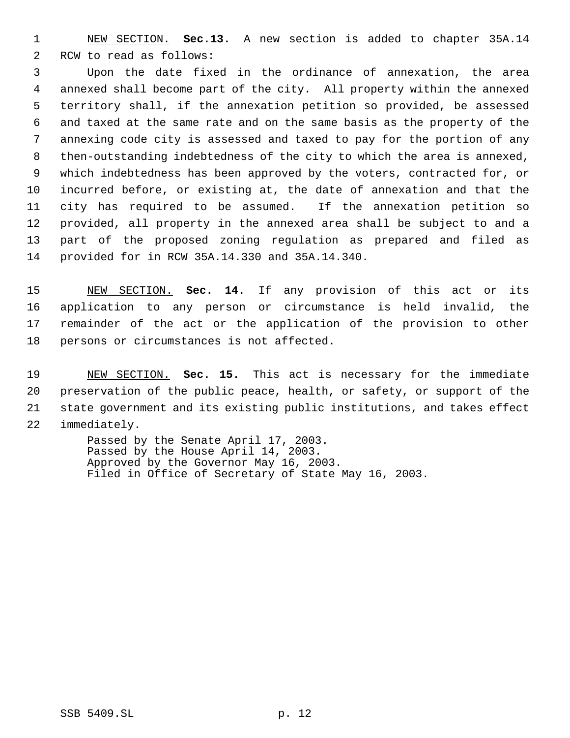NEW SECTION. **Sec.13.** A new section is added to chapter 35A.14 RCW to read as follows:

Upon the date fixed in the ordinance of annexation, the area annexed shall become part of the city. All property within the annexed territory shall, if the annexation petition so provided, be assessed and taxed at the same rate and on the same basis as the property of the annexing code city is assessed and taxed to pay for the portion of any then-outstanding indebtedness of the city to which the area is annexed, which indebtedness has been approved by the voters, contracted for, or incurred before, or existing at, the date of annexation and that the city has required to be assumed. If the annexation petition so provided, all property in the annexed area shall be subject to and a part of the proposed zoning regulation as prepared and filed as provided for in RCW 35A.14.330 and 35A.14.340.

NEW SECTION. **Sec. 14.** If any provision of this act or its application to any person or circumstance is held invalid, the remainder of the act or the application of the provision to other persons or circumstances is not affected.

NEW SECTION. **Sec. 15.** This act is necessary for the immediate preservation of the public peace, health, or safety, or support of the state government and its existing public institutions, and takes effect immediately.

Passed by the Senate April 17, 2003.
Passed by the House April 14, 2003.
Approved by the Governor May 16, 2003.
Filed in Office of Secretary of State May 16, 2003.